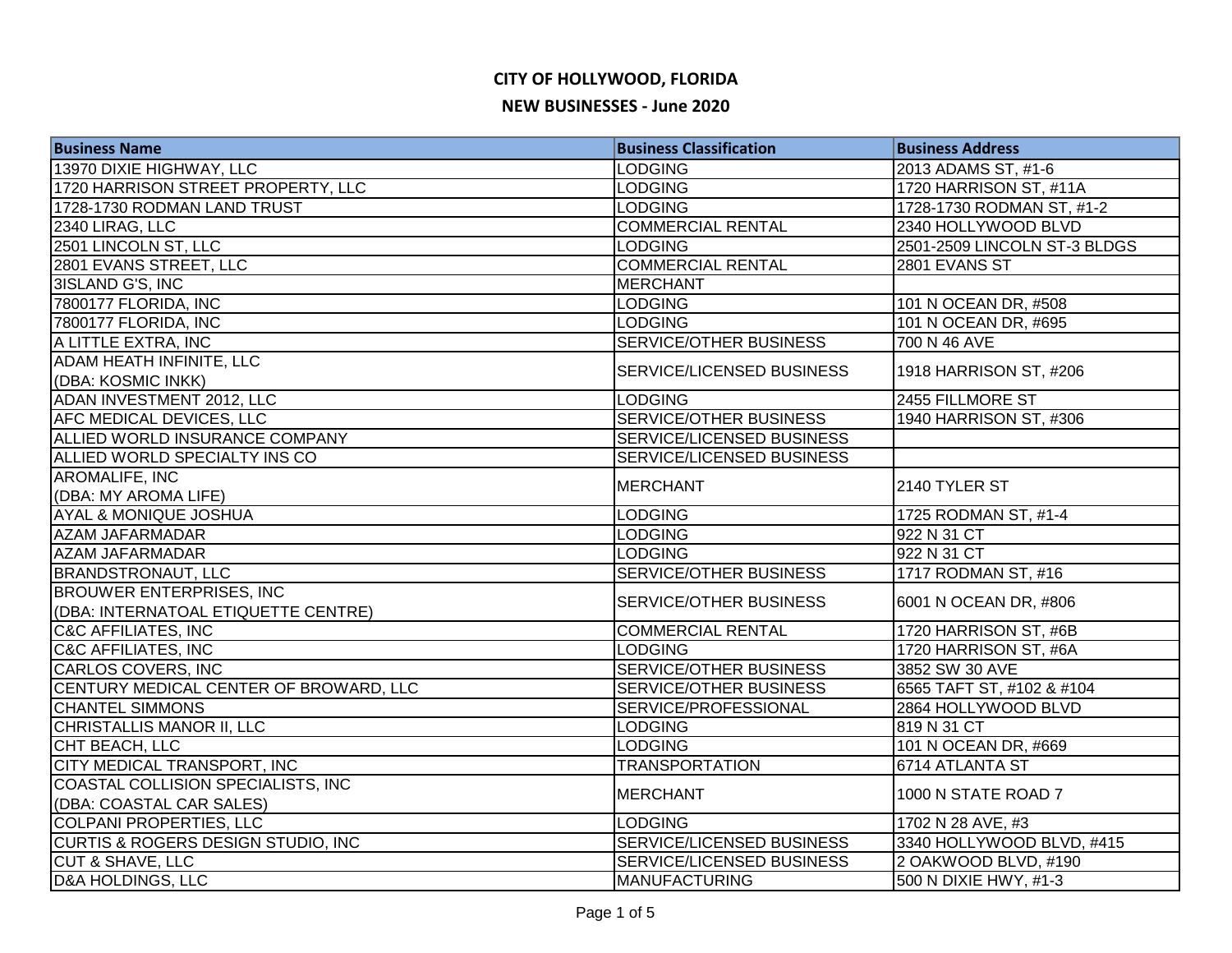# CITY OF HOLLYWOOD, FLORIDA

## NEW BUSINESSES - June 2020

| Business Name | Business Classification | Business Address |
|---|---|---|
| 13970 DIXIE HIGHWAY, LLC | LODGING | 2013 ADAMS ST, #1-6 |
| 1720 HARRISON STREET PROPERTY, LLC | LODGING | 1720 HARRISON ST, #11A |
| 1728-1730 RODMAN LAND TRUST | LODGING | 1728-1730 RODMAN ST, #1-2 |
| 2340 LIRAG, LLC | COMMERCIAL RENTAL | 2340 HOLLYWOOD BLVD |
| 2501 LINCOLN ST, LLC | LODGING | 2501-2509 LINCOLN ST-3 BLDGS |
| 2801 EVANS STREET, LLC | COMMERCIAL RENTAL | 2801 EVANS ST |
| 3ISLAND G'S, INC | MERCHANT | |
| 7800177 FLORIDA, INC | LODGING | 101 N OCEAN DR, #508 |
| 7800177 FLORIDA, INC | LODGING | 101 N OCEAN DR, #695 |
| A LITTLE EXTRA, INC | SERVICE/OTHER BUSINESS | 700 N 46 AVE |
| ADAM HEATH INFINITE, LLC (DBA: KOSMIC INKK) | SERVICE/LICENSED BUSINESS | 1918 HARRISON ST, #206 |
| ADAN INVESTMENT 2012, LLC | LODGING | 2455 FILLMORE ST |
| AFC MEDICAL DEVICES, LLC | SERVICE/OTHER BUSINESS | 1940 HARRISON ST, #306 |
| ALLIED WORLD INSURANCE COMPANY | SERVICE/LICENSED BUSINESS | |
| ALLIED WORLD SPECIALTY INS CO | SERVICE/LICENSED BUSINESS | |
| AROMALIFE, INC (DBA: MY AROMA LIFE) | MERCHANT | 2140 TYLER ST |
| AYAL & MONIQUE JOSHUA | LODGING | 1725 RODMAN ST, #1-4 |
| AZAM JAFARMADAR | LODGING | 922 N 31 CT |
| AZAM JAFARMADAR | LODGING | 922 N 31 CT |
| BRANDSTRONAUT, LLC | SERVICE/OTHER BUSINESS | 1717 RODMAN ST, #16 |
| BROUWER ENTERPRISES, INC (DBA: INTERNATOAL ETIQUETTE CENTRE) | SERVICE/OTHER BUSINESS | 6001 N OCEAN DR, #806 |
| C&C AFFILIATES, INC | COMMERCIAL RENTAL | 1720 HARRISON ST, #6B |
| C&C AFFILIATES, INC | LODGING | 1720 HARRISON ST, #6A |
| CARLOS COVERS, INC | SERVICE/OTHER BUSINESS | 3852 SW 30 AVE |
| CENTURY MEDICAL CENTER OF BROWARD, LLC | SERVICE/OTHER BUSINESS | 6565 TAFT ST, #102 & #104 |
| CHANTEL SIMMONS | SERVICE/PROFESSIONAL | 2864 HOLLYWOOD BLVD |
| CHRISTALLIS MANOR II, LLC | LODGING | 819 N 31 CT |
| CHT BEACH, LLC | LODGING | 101 N OCEAN DR, #669 |
| CITY MEDICAL TRANSPORT, INC | TRANSPORTATION | 6714 ATLANTA ST |
| COASTAL COLLISION SPECIALISTS, INC (DBA: COASTAL CAR SALES) | MERCHANT | 1000 N STATE ROAD 7 |
| COLPANI PROPERTIES, LLC | LODGING | 1702 N 28 AVE, #3 |
| CURTIS & ROGERS DESIGN STUDIO, INC | SERVICE/LICENSED BUSINESS | 3340 HOLLYWOOD BLVD, #415 |
| CUT & SHAVE, LLC | SERVICE/LICENSED BUSINESS | 2 OAKWOOD BLVD, #190 |
| D&A HOLDINGS, LLC | MANUFACTURING | 500 N DIXIE HWY, #1-3 |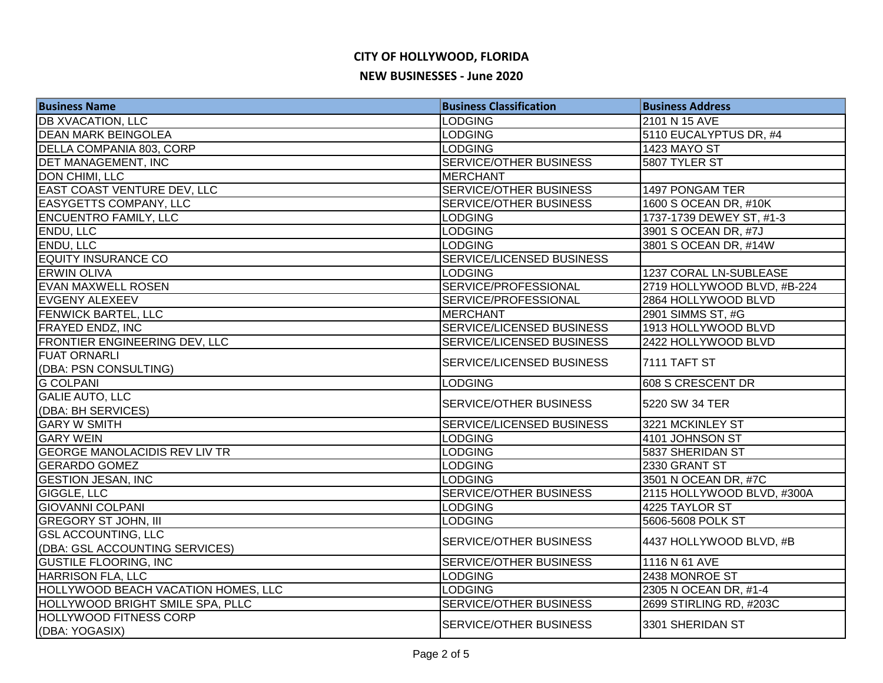# CITY OF HOLLYWOOD, FLORIDA

## NEW BUSINESSES - June 2020

| Business Name | Business Classification | Business Address |
| --- | --- | --- |
| DB XVACATION, LLC | LODGING | 2101 N 15 AVE |
| DEAN MARK BEINGOLEA | LODGING | 5110 EUCALYPTUS DR, #4 |
| DELLA COMPANIA 803, CORP | LODGING | 1423 MAYO ST |
| DET MANAGEMENT, INC | SERVICE/OTHER BUSINESS | 5807 TYLER ST |
| DON CHIMI, LLC | MERCHANT | |
| EAST COAST VENTURE DEV, LLC | SERVICE/OTHER BUSINESS | 1497 PONGAM TER |
| EASYGETTS COMPANY, LLC | SERVICE/OTHER BUSINESS | 1600 S OCEAN DR, #10K |
| ENCUENTRO FAMILY, LLC | LODGING | 1737-1739 DEWEY ST, #1-3 |
| ENDU, LLC | LODGING | 3901 S OCEAN DR, #7J |
| ENDU, LLC | LODGING | 3801 S OCEAN DR, #14W |
| EQUITY INSURANCE CO | SERVICE/LICENSED BUSINESS | |
| ERWIN OLIVA | LODGING | 1237 CORAL LN-SUBLEASE |
| EVAN MAXWELL ROSEN | SERVICE/PROFESSIONAL | 2719 HOLLYWOOD BLVD, #B-224 |
| EVGENY ALEXEEV | SERVICE/PROFESSIONAL | 2864 HOLLYWOOD BLVD |
| FENWICK BARTEL, LLC | MERCHANT | 2901 SIMMS ST, #G |
| FRAYED ENDZ, INC | SERVICE/LICENSED BUSINESS | 1913 HOLLYWOOD BLVD |
| FRONTIER ENGINEERING DEV, LLC | SERVICE/LICENSED BUSINESS | 2422 HOLLYWOOD BLVD |
| FUAT ORNARLI (DBA: PSN CONSULTING) | SERVICE/LICENSED BUSINESS | 7111 TAFT ST |
| G COLPANI | LODGING | 608 S CRESCENT DR |
| GALIE AUTO, LLC (DBA: BH SERVICES) | SERVICE/OTHER BUSINESS | 5220 SW 34 TER |
| GARY W SMITH | SERVICE/LICENSED BUSINESS | 3221 MCKINLEY ST |
| GARY WEIN | LODGING | 4101 JOHNSON ST |
| GEORGE MANOLACIDIS REV LIV TR | LODGING | 5837 SHERIDAN ST |
| GERARDO GOMEZ | LODGING | 2330 GRANT ST |
| GESTION JESAN, INC | LODGING | 3501 N OCEAN DR, #7C |
| GIGGLE, LLC | SERVICE/OTHER BUSINESS | 2115 HOLLYWOOD BLVD, #300A |
| GIOVANNI COLPANI | LODGING | 4225 TAYLOR ST |
| GREGORY ST JOHN, III | LODGING | 5606-5608 POLK ST |
| GSL ACCOUNTING, LLC (DBA: GSL ACCOUNTING SERVICES) | SERVICE/OTHER BUSINESS | 4437 HOLLYWOOD BLVD, #B |
| GUSTILE FLOORING, INC | SERVICE/OTHER BUSINESS | 1116 N 61 AVE |
| HARRISON FLA, LLC | LODGING | 2438 MONROE ST |
| HOLLYWOOD BEACH VACATION HOMES, LLC | LODGING | 2305 N OCEAN DR, #1-4 |
| HOLLYWOOD BRIGHT SMILE SPA, PLLC | SERVICE/OTHER BUSINESS | 2699 STIRLING RD, #203C |
| HOLLYWOOD FITNESS CORP (DBA: YOGASIX) | SERVICE/OTHER BUSINESS | 3301 SHERIDAN ST |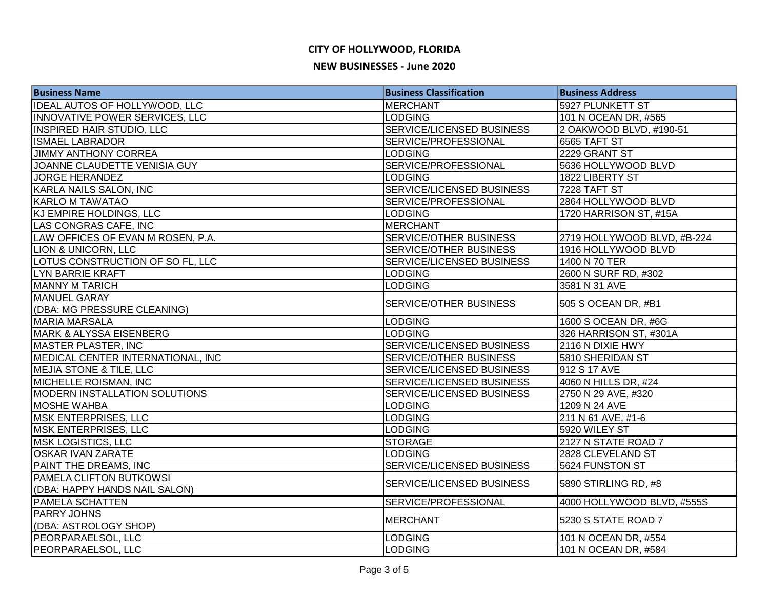# CITY OF HOLLYWOOD, FLORIDA

## NEW BUSINESSES - June 2020

| Business Name | Business Classification | Business Address |
|---|---|---|
| IDEAL AUTOS OF HOLLYWOOD, LLC | MERCHANT | 5927 PLUNKETT ST |
| INNOVATIVE POWER SERVICES, LLC | LODGING | 101 N OCEAN DR, #565 |
| INSPIRED HAIR STUDIO, LLC | SERVICE/LICENSED BUSINESS | 2 OAKWOOD BLVD, #190-51 |
| ISMAEL LABRADOR | SERVICE/PROFESSIONAL | 6565 TAFT ST |
| JIMMY ANTHONY CORREA | LODGING | 2229 GRANT ST |
| JOANNE CLAUDETTE VENISIA GUY | SERVICE/PROFESSIONAL | 5636 HOLLYWOOD BLVD |
| JORGE HERANDEZ | LODGING | 1822 LIBERTY ST |
| KARLA NAILS SALON, INC | SERVICE/LICENSED BUSINESS | 7228 TAFT ST |
| KARLO M TAWATAO | SERVICE/PROFESSIONAL | 2864 HOLLYWOOD BLVD |
| KJ EMPIRE HOLDINGS, LLC | LODGING | 1720 HARRISON ST, #15A |
| LAS CONGRAS CAFE, INC | MERCHANT | |
| LAW OFFICES OF EVAN M ROSEN, P.A. | SERVICE/OTHER BUSINESS | 2719 HOLLYWOOD BLVD, #B-224 |
| LION & UNICORN, LLC | SERVICE/OTHER BUSINESS | 1916 HOLLYWOOD BLVD |
| LOTUS CONSTRUCTION OF SO FL, LLC | SERVICE/LICENSED BUSINESS | 1400 N 70 TER |
| LYN BARRIE KRAFT | LODGING | 2600 N SURF RD, #302 |
| MANNY M TARICH | LODGING | 3581 N 31 AVE |
| MANUEL GARAY (DBA: MG PRESSURE CLEANING) | SERVICE/OTHER BUSINESS | 505 S OCEAN DR, #B1 |
| MARIA MARSALA | LODGING | 1600 S OCEAN DR, #6G |
| MARK & ALYSSA EISENBERG | LODGING | 326 HARRISON ST, #301A |
| MASTER PLASTER, INC | SERVICE/LICENSED BUSINESS | 2116 N DIXIE HWY |
| MEDICAL CENTER INTERNATIONAL, INC | SERVICE/OTHER BUSINESS | 5810 SHERIDAN ST |
| MEJIA STONE & TILE, LLC | SERVICE/LICENSED BUSINESS | 912 S 17 AVE |
| MICHELLE ROISMAN, INC | SERVICE/LICENSED BUSINESS | 4060 N HILLS DR, #24 |
| MODERN INSTALLATION SOLUTIONS | SERVICE/LICENSED BUSINESS | 2750 N 29 AVE, #320 |
| MOSHE WAHBA | LODGING | 1209 N 24 AVE |
| MSK ENTERPRISES, LLC | LODGING | 211 N 61 AVE, #1-6 |
| MSK ENTERPRISES, LLC | LODGING | 5920 WILEY ST |
| MSK LOGISTICS, LLC | STORAGE | 2127 N STATE ROAD 7 |
| OSKAR IVAN ZARATE | LODGING | 2828 CLEVELAND ST |
| PAINT THE DREAMS, INC | SERVICE/LICENSED BUSINESS | 5624 FUNSTON ST |
| PAMELA CLIFTON BUTKOWSI (DBA: HAPPY HANDS NAIL SALON) | SERVICE/LICENSED BUSINESS | 5890 STIRLING RD, #8 |
| PAMELA SCHATTEN | SERVICE/PROFESSIONAL | 4000 HOLLYWOOD BLVD, #555S |
| PARRY JOHNS (DBA: ASTROLOGY SHOP) | MERCHANT | 5230 S STATE ROAD 7 |
| PEORPARAELSOL, LLC | LODGING | 101 N OCEAN DR, #554 |
| PEORPARAELSOL, LLC | LODGING | 101 N OCEAN DR, #584 |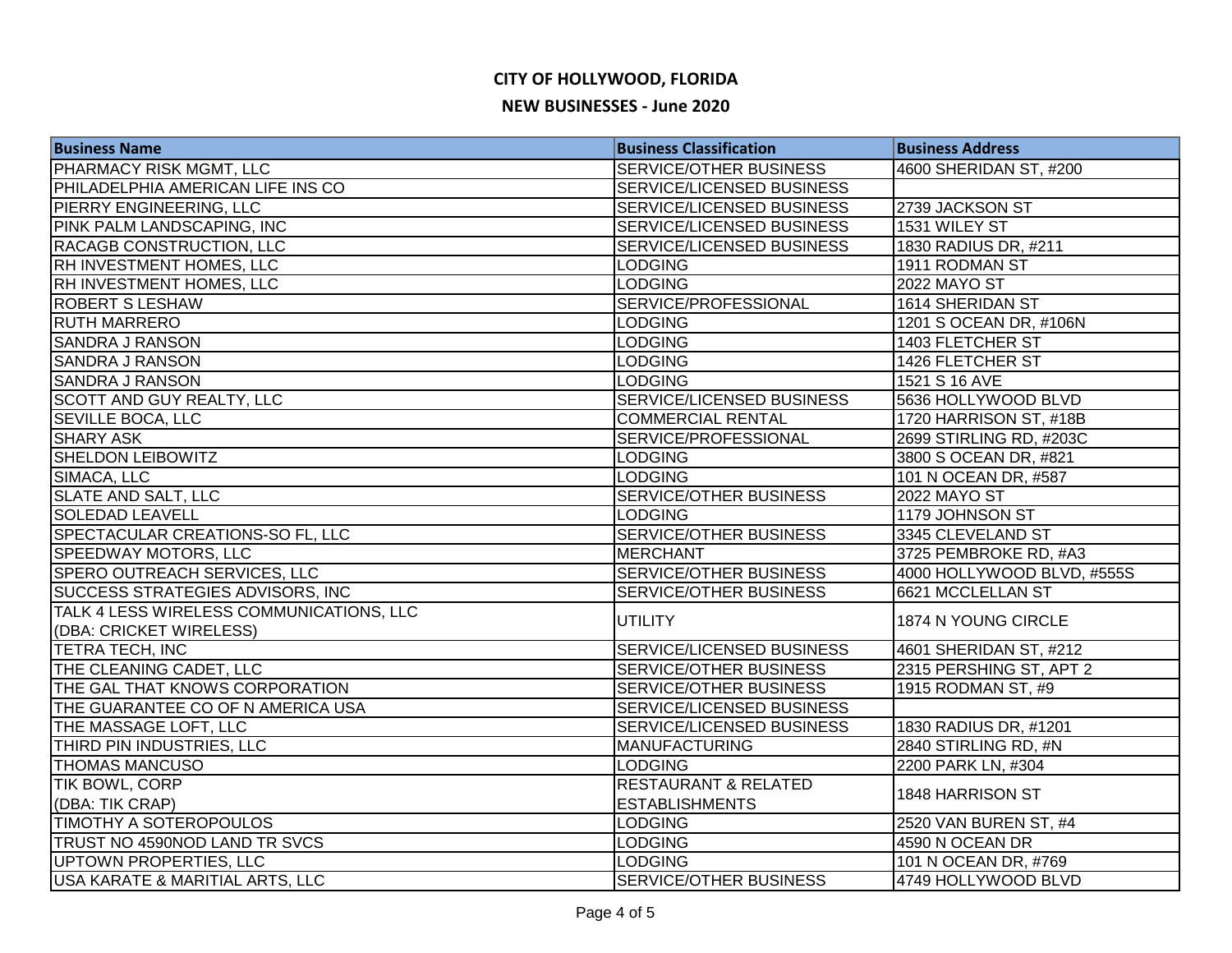# CITY OF HOLLYWOOD, FLORIDA

## NEW BUSINESSES - June 2020

| Business Name | Business Classification | Business Address |
|---|---|---|
| PHARMACY RISK MGMT, LLC | SERVICE/OTHER BUSINESS | 4600 SHERIDAN ST, #200 |
| PHILADELPHIA AMERICAN LIFE INS CO | SERVICE/LICENSED BUSINESS | |
| PIERRY ENGINEERING, LLC | SERVICE/LICENSED BUSINESS | 2739 JACKSON ST |
| PINK PALM LANDSCAPING, INC | SERVICE/LICENSED BUSINESS | 1531 WILEY ST |
| RACAGB CONSTRUCTION, LLC | SERVICE/LICENSED BUSINESS | 1830 RADIUS DR, #211 |
| RH INVESTMENT HOMES, LLC | LODGING | 1911 RODMAN ST |
| RH INVESTMENT HOMES, LLC | LODGING | 2022 MAYO ST |
| ROBERT S LESHAW | SERVICE/PROFESSIONAL | 1614 SHERIDAN ST |
| RUTH MARRERO | LODGING | 1201 S OCEAN DR, #106N |
| SANDRA J RANSON | LODGING | 1403 FLETCHER ST |
| SANDRA J RANSON | LODGING | 1426 FLETCHER ST |
| SANDRA J RANSON | LODGING | 1521 S 16 AVE |
| SCOTT AND GUY REALTY, LLC | SERVICE/LICENSED BUSINESS | 5636 HOLLYWOOD BLVD |
| SEVILLE BOCA, LLC | COMMERCIAL RENTAL | 1720 HARRISON ST, #18B |
| SHARY ASK | SERVICE/PROFESSIONAL | 2699 STIRLING RD, #203C |
| SHELDON LEIBOWITZ | LODGING | 3800 S OCEAN DR, #821 |
| SIMACA, LLC | LODGING | 101 N OCEAN DR, #587 |
| SLATE AND SALT, LLC | SERVICE/OTHER BUSINESS | 2022 MAYO ST |
| SOLEDAD LEAVELL | LODGING | 1179 JOHNSON ST |
| SPECTACULAR CREATIONS-SO FL, LLC | SERVICE/OTHER BUSINESS | 3345 CLEVELAND ST |
| SPEEDWAY MOTORS, LLC | MERCHANT | 3725 PEMBROKE RD, #A3 |
| SPERO OUTREACH SERVICES, LLC | SERVICE/OTHER BUSINESS | 4000 HOLLYWOOD BLVD, #555S |
| SUCCESS STRATEGIES ADVISORS, INC | SERVICE/OTHER BUSINESS | 6621 MCCLELLAN ST |
| TALK 4 LESS WIRELESS COMMUNICATIONS, LLC (DBA: CRICKET WIRELESS) | UTILITY | 1874 N YOUNG CIRCLE |
| TETRA TECH, INC | SERVICE/LICENSED BUSINESS | 4601 SHERIDAN ST, #212 |
| THE CLEANING CADET, LLC | SERVICE/OTHER BUSINESS | 2315 PERSHING ST, APT 2 |
| THE GAL THAT KNOWS CORPORATION | SERVICE/OTHER BUSINESS | 1915 RODMAN ST, #9 |
| THE GUARANTEE CO OF N AMERICA USA | SERVICE/LICENSED BUSINESS | |
| THE MASSAGE LOFT, LLC | SERVICE/LICENSED BUSINESS | 1830 RADIUS DR, #1201 |
| THIRD PIN INDUSTRIES, LLC | MANUFACTURING | 2840 STIRLING RD, #N |
| THOMAS MANCUSO | LODGING | 2200 PARK LN, #304 |
| TIK BOWL, CORP (DBA: TIK CRAP) | RESTAURANT & RELATED ESTABLISHMENTS | 1848 HARRISON ST |
| TIMOTHY A SOTEROPOULOS | LODGING | 2520 VAN BUREN ST, #4 |
| TRUST NO 4590NOD LAND TR SVCS | LODGING | 4590 N OCEAN DR |
| UPTOWN PROPERTIES, LLC | LODGING | 101 N OCEAN DR, #769 |
| USA KARATE & MARITIAL ARTS, LLC | SERVICE/OTHER BUSINESS | 4749 HOLLYWOOD BLVD |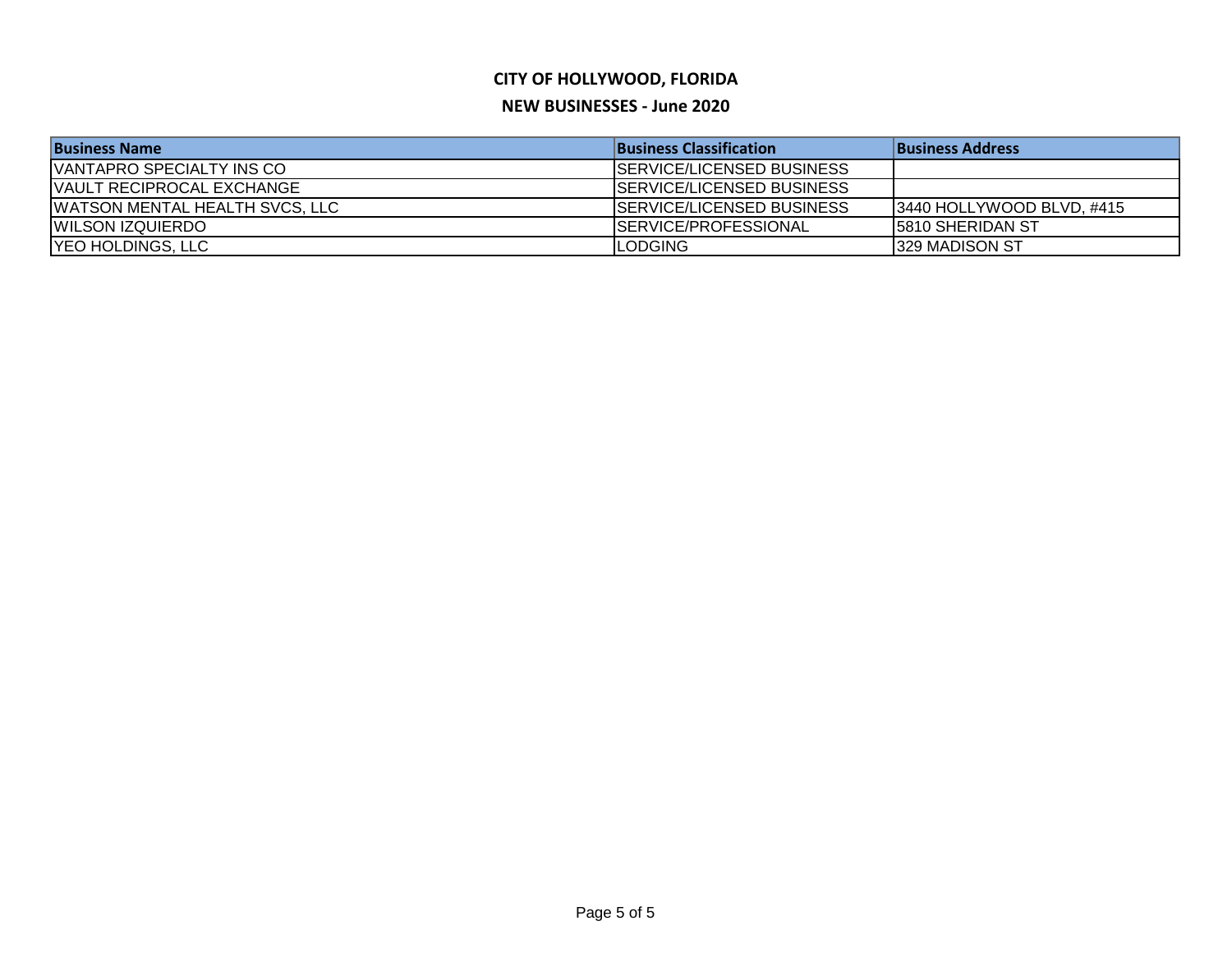# CITY OF HOLLYWOOD, FLORIDA

## NEW BUSINESSES - June 2020

| Business Name | Business Classification | Business Address |
|---|---|---|
| VANTAPRO SPECIALTY INS CO | SERVICE/LICENSED BUSINESS | |
| VAULT RECIPROCAL EXCHANGE | SERVICE/LICENSED BUSINESS | |
| WATSON MENTAL HEALTH SVCS, LLC | SERVICE/LICENSED BUSINESS | 3440 HOLLYWOOD BLVD, #415 |
| WILSON IZQUIERDO | SERVICE/PROFESSIONAL | 5810 SHERIDAN ST |
| YEO HOLDINGS, LLC | LODGING | 329 MADISON ST |